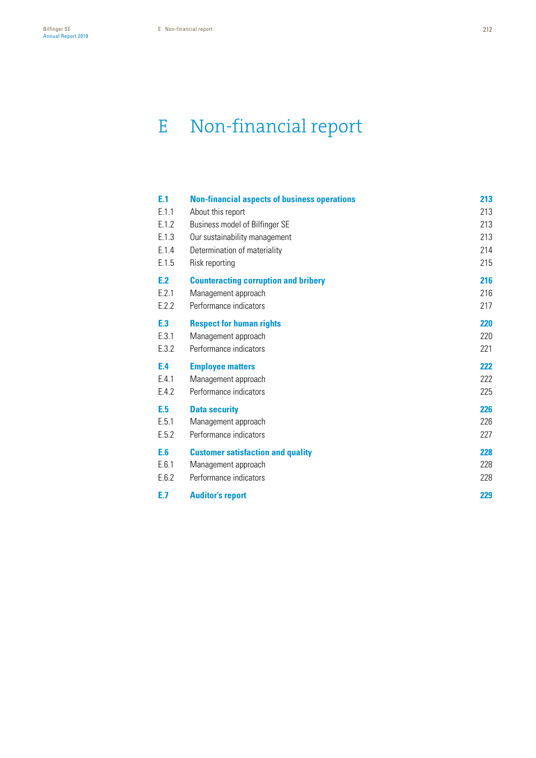# E Non-financial report

| | | |
|---|---|---|
| **E.1** | **Non-financial aspects of business operations** | **213** |
| E.1.1 | About this report | 213 |
| E.1.2 | Business model of Bilfinger SE | 213 |
| E.1.3 | Our sustainability management | 213 |
| E.1.4 | Determination of materiality | 214 |
| E.1.5 | Risk reporting | 215 |
| **E.2** | **Counteracting corruption and bribery** | **216** |
| E.2.1 | Management approach | 216 |
| E.2.2 | Performance indicators | 217 |
| **E.3** | **Respect for human rights** | **220** |
| E.3.1 | Management approach | 220 |
| E.3.2 | Performance indicators | 221 |
| **E.4** | **Employee matters** | **222** |
| E.4.1 | Management approach | 222 |
| E.4.2 | Performance indicators | 225 |
| **E.5** | **Data security** | **226** |
| E.5.1 | Management approach | 226 |
| E.5.2 | Performance indicators | 227 |
| **E.6** | **Customer satisfaction and quality** | **228** |
| E.6.1 | Management approach | 228 |
| E.6.2 | Performance indicators | 228 |
| **E.7** | **Auditor's report** | **229** |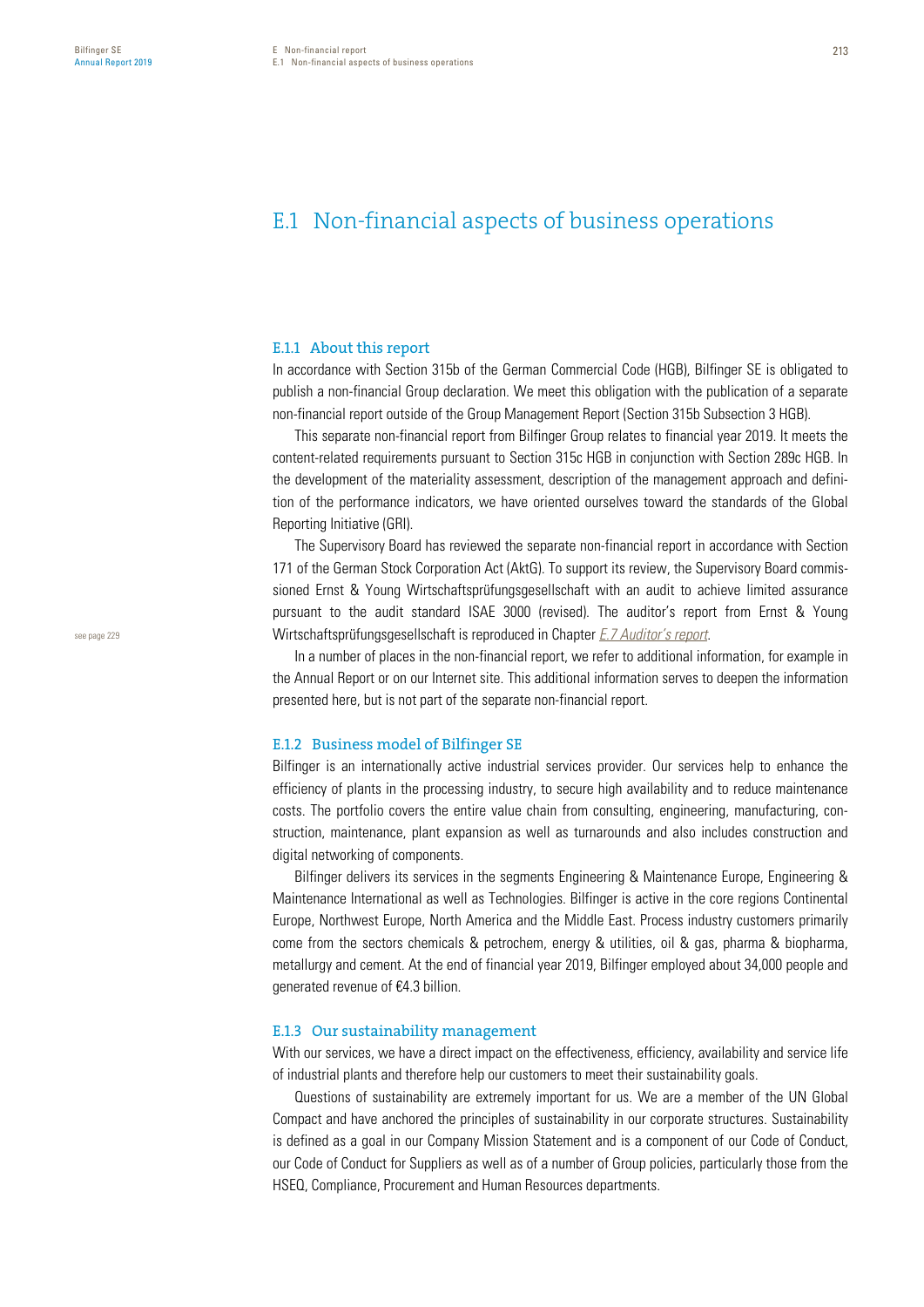# E.1 Non-financial aspects of business operations

## E.1.1 About this report

In accordance with Section 315b of the German Commercial Code (HGB), Bilfinger SE is obligated to publish a non-financial Group declaration. We meet this obligation with the publication of a separate non-financial report outside of the Group Management Report (Section 315b Subsection 3 HGB).

This separate non-financial report from Bilfinger Group relates to financial year 2019. It meets the content-related requirements pursuant to Section 315c HGB in conjunction with Section 289c HGB. In the development of the materiality assessment, description of the management approach and definition of the performance indicators, we have oriented ourselves toward the standards of the Global Reporting Initiative (GRI).

The Supervisory Board has reviewed the separate non-financial report in accordance with Section 171 of the German Stock Corporation Act (AktG). To support its review, the Supervisory Board commissioned Ernst & Young Wirtschaftsprüfungsgesellschaft with an audit to achieve limited assurance pursuant to the audit standard ISAE 3000 (revised). The auditor's report from Ernst & Young Wirtschaftsprüfungsgesellschaft is reproduced in Chapter *E.7 Auditor's report*.

see page 229

In a number of places in the non-financial report, we refer to additional information, for example in the Annual Report or on our Internet site. This additional information serves to deepen the information presented here, but is not part of the separate non-financial report.

## E.1.2 Business model of Bilfinger SE

Bilfinger is an internationally active industrial services provider. Our services help to enhance the efficiency of plants in the processing industry, to secure high availability and to reduce maintenance costs. The portfolio covers the entire value chain from consulting, engineering, manufacturing, construction, maintenance, plant expansion as well as turnarounds and also includes construction and digital networking of components.

Bilfinger delivers its services in the segments Engineering & Maintenance Europe, Engineering & Maintenance International as well as Technologies. Bilfinger is active in the core regions Continental Europe, Northwest Europe, North America and the Middle East. Process industry customers primarily come from the sectors chemicals & petrochem, energy & utilities, oil & gas, pharma & biopharma, metallurgy and cement. At the end of financial year 2019, Bilfinger employed about 34,000 people and generated revenue of €4.3 billion.

## E.1.3 Our sustainability management

With our services, we have a direct impact on the effectiveness, efficiency, availability and service life of industrial plants and therefore help our customers to meet their sustainability goals.

Questions of sustainability are extremely important for us. We are a member of the UN Global Compact and have anchored the principles of sustainability in our corporate structures. Sustainability is defined as a goal in our Company Mission Statement and is a component of our Code of Conduct, our Code of Conduct for Suppliers as well as of a number of Group policies, particularly those from the HSEQ, Compliance, Procurement and Human Resources departments.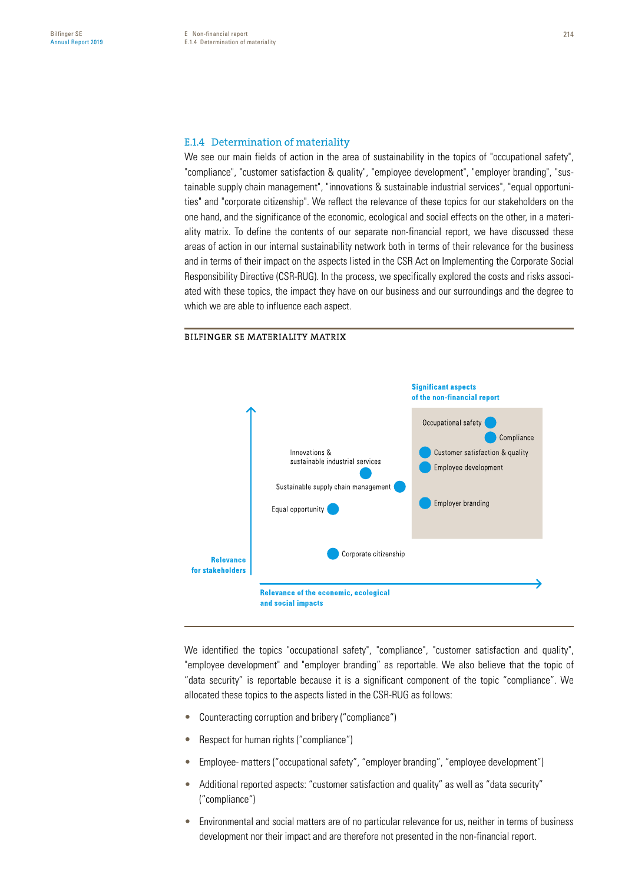## E.1.4 Determination of materiality

We see our main fields of action in the area of sustainability in the topics of "occupational safety", "compliance", "customer satisfaction & quality", "employee development", "employer branding", "sustainable supply chain management", "innovations & sustainable industrial services", "equal opportunities" and "corporate citizenship". We reflect the relevance of these topics for our stakeholders on the one hand, and the significance of the economic, ecological and social effects on the other, in a materiality matrix. To define the contents of our separate non-financial report, we have discussed these areas of action in our internal sustainability network both in terms of their relevance for the business and in terms of their impact on the aspects listed in the CSR Act on Implementing the Corporate Social Responsibility Directive (CSR-RUG). In the process, we specifically explored the costs and risks associated with these topics, the impact they have on our business and our surroundings and the degree to which we are able to influence each aspect.

BILFINGER SE MATERIALITY MATRIX

Significant aspects of the non-financial report

Occupational safety

Compliance

Customer satisfaction & quality

Employee development

Employer branding

Innovations & sustainable industrial services

Sustainable supply chain management

Equal opportunity

Corporate citizenship

Relevance for stakeholders

Relevance of the economic, ecological and social impacts

We identified the topics "occupational safety", "compliance", "customer satisfaction and quality", "employee development" and "employer branding" as reportable. We also believe that the topic of "data security" is reportable because it is a significant component of the topic "compliance". We allocated these topics to the aspects listed in the CSR-RUG as follows:

- Counteracting corruption and bribery ("compliance")
- Respect for human rights ("compliance")
- Employee- matters ("occupational safety", "employer branding", "employee development")
- Additional reported aspects: "customer satisfaction and quality" as well as "data security" ("compliance")
- Environmental and social matters are of no particular relevance for us, neither in terms of business development nor their impact and are therefore not presented in the non-financial report.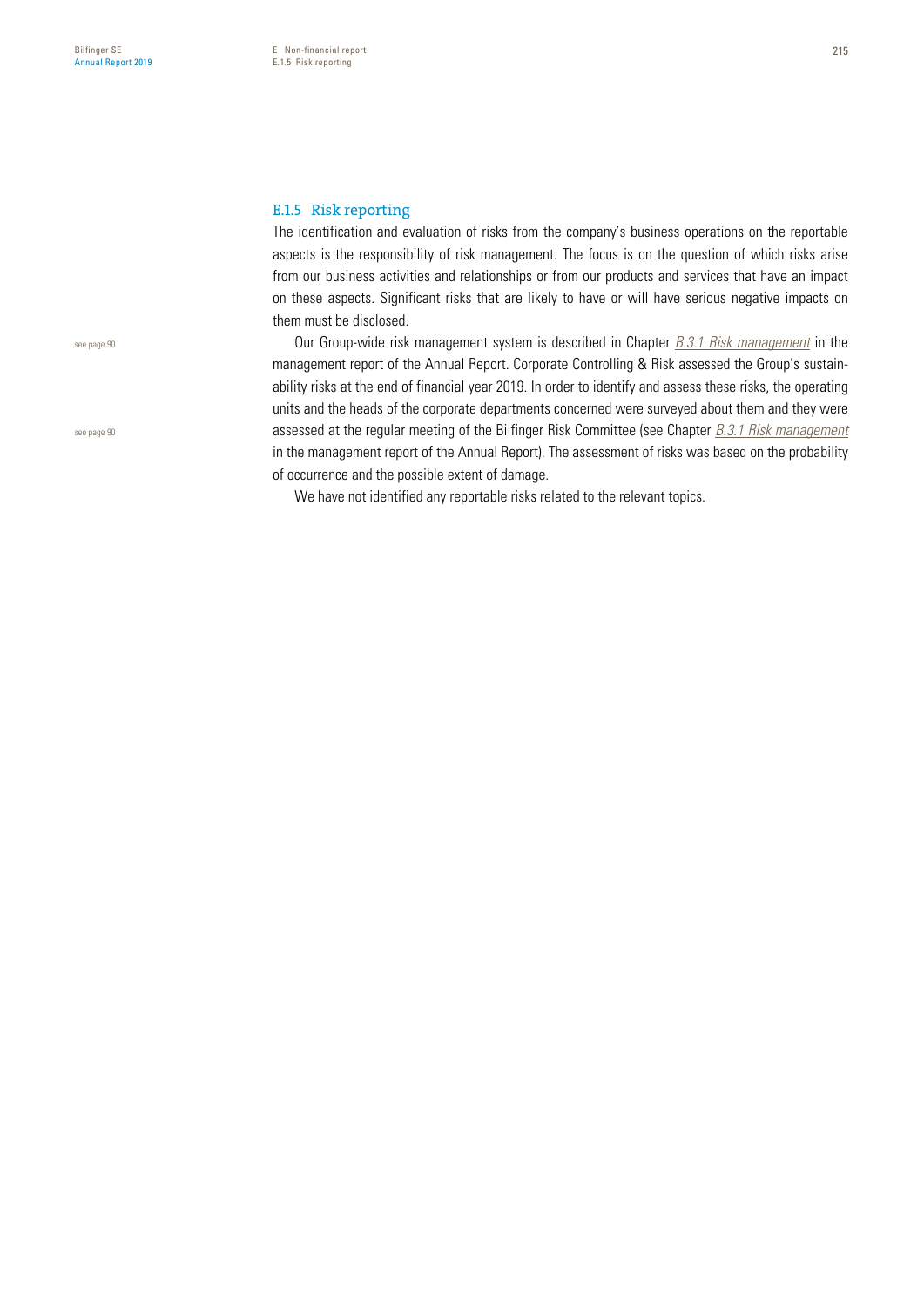### E.1.5 Risk reporting

The identification and evaluation of risks from the company's business operations on the reportable aspects is the responsibility of risk management. The focus is on the question of which risks arise from our business activities and relationships or from our products and services that have an impact on these aspects. Significant risks that are likely to have or will have serious negative impacts on them must be disclosed.

see page 90

Our Group-wide risk management system is described in Chapter *B.3.1 Risk management* in the management report of the Annual Report. Corporate Controlling & Risk assessed the Group's sustainability risks at the end of financial year 2019. In order to identify and assess these risks, the operating units and the heads of the corporate departments concerned were surveyed about them and they were assessed at the regular meeting of the Bilfinger Risk Committee (see Chapter *B.3.1 Risk management* in the management report of the Annual Report). The assessment of risks was based on the probability of occurrence and the possible extent of damage.

see page 90

We have not identified any reportable risks related to the relevant topics.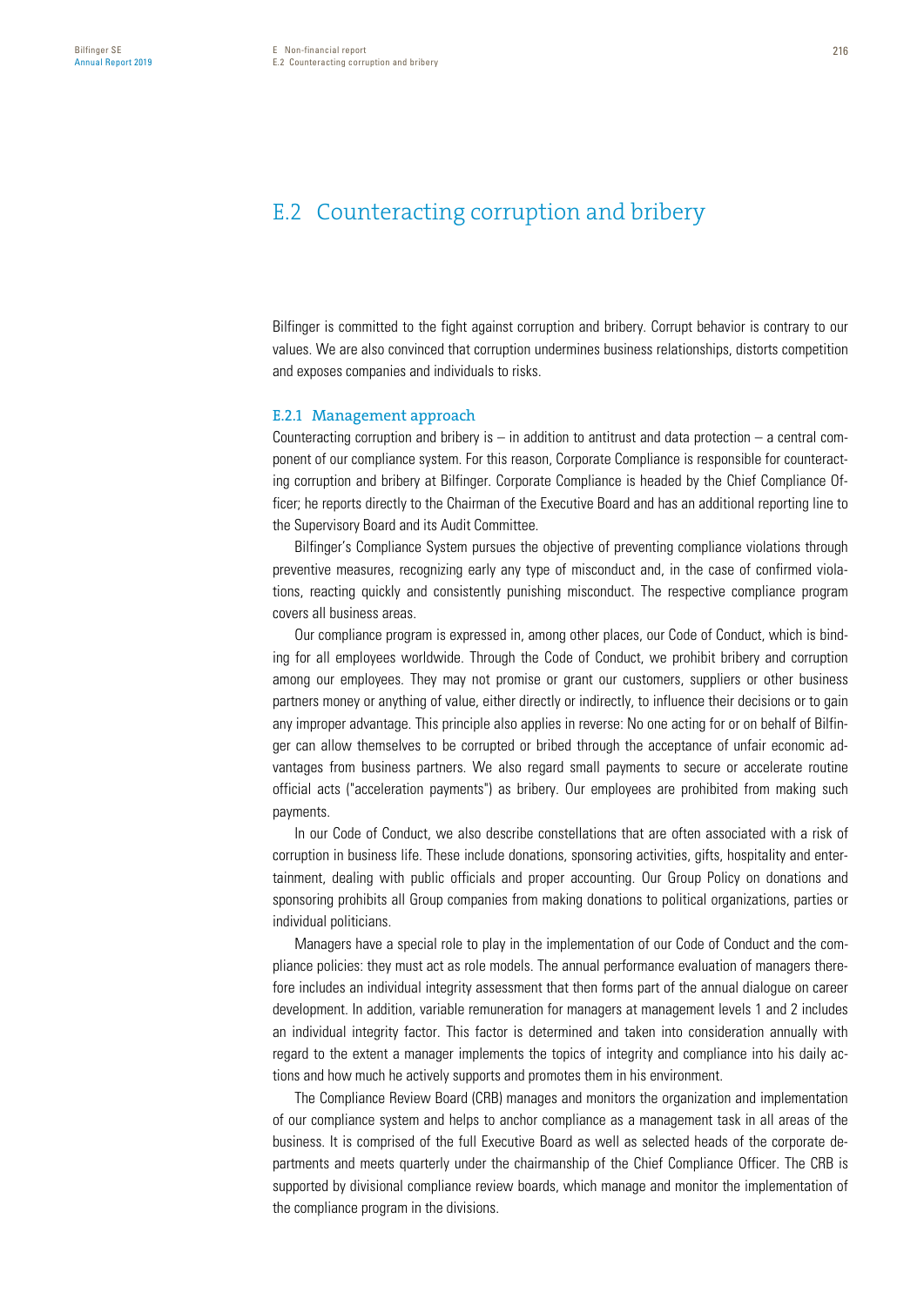# E.2 Counteracting corruption and bribery

Bilfinger is committed to the fight against corruption and bribery. Corrupt behavior is contrary to our values. We are also convinced that corruption undermines business relationships, distorts competition and exposes companies and individuals to risks.

## E.2.1 Management approach

Counteracting corruption and bribery is – in addition to antitrust and data protection – a central component of our compliance system. For this reason, Corporate Compliance is responsible for counteracting corruption and bribery at Bilfinger. Corporate Compliance is headed by the Chief Compliance Officer; he reports directly to the Chairman of the Executive Board and has an additional reporting line to the Supervisory Board and its Audit Committee.

Bilfinger's Compliance System pursues the objective of preventing compliance violations through preventive measures, recognizing early any type of misconduct and, in the case of confirmed violations, reacting quickly and consistently punishing misconduct. The respective compliance program covers all business areas.

Our compliance program is expressed in, among other places, our Code of Conduct, which is binding for all employees worldwide. Through the Code of Conduct, we prohibit bribery and corruption among our employees. They may not promise or grant our customers, suppliers or other business partners money or anything of value, either directly or indirectly, to influence their decisions or to gain any improper advantage. This principle also applies in reverse: No one acting for or on behalf of Bilfinger can allow themselves to be corrupted or bribed through the acceptance of unfair economic advantages from business partners. We also regard small payments to secure or accelerate routine official acts ("acceleration payments") as bribery. Our employees are prohibited from making such payments.

In our Code of Conduct, we also describe constellations that are often associated with a risk of corruption in business life. These include donations, sponsoring activities, gifts, hospitality and entertainment, dealing with public officials and proper accounting. Our Group Policy on donations and sponsoring prohibits all Group companies from making donations to political organizations, parties or individual politicians.

Managers have a special role to play in the implementation of our Code of Conduct and the compliance policies: they must act as role models. The annual performance evaluation of managers therefore includes an individual integrity assessment that then forms part of the annual dialogue on career development. In addition, variable remuneration for managers at management levels 1 and 2 includes an individual integrity factor. This factor is determined and taken into consideration annually with regard to the extent a manager implements the topics of integrity and compliance into his daily actions and how much he actively supports and promotes them in his environment.

The Compliance Review Board (CRB) manages and monitors the organization and implementation of our compliance system and helps to anchor compliance as a management task in all areas of the business. It is comprised of the full Executive Board as well as selected heads of the corporate departments and meets quarterly under the chairmanship of the Chief Compliance Officer. The CRB is supported by divisional compliance review boards, which manage and monitor the implementation of the compliance program in the divisions.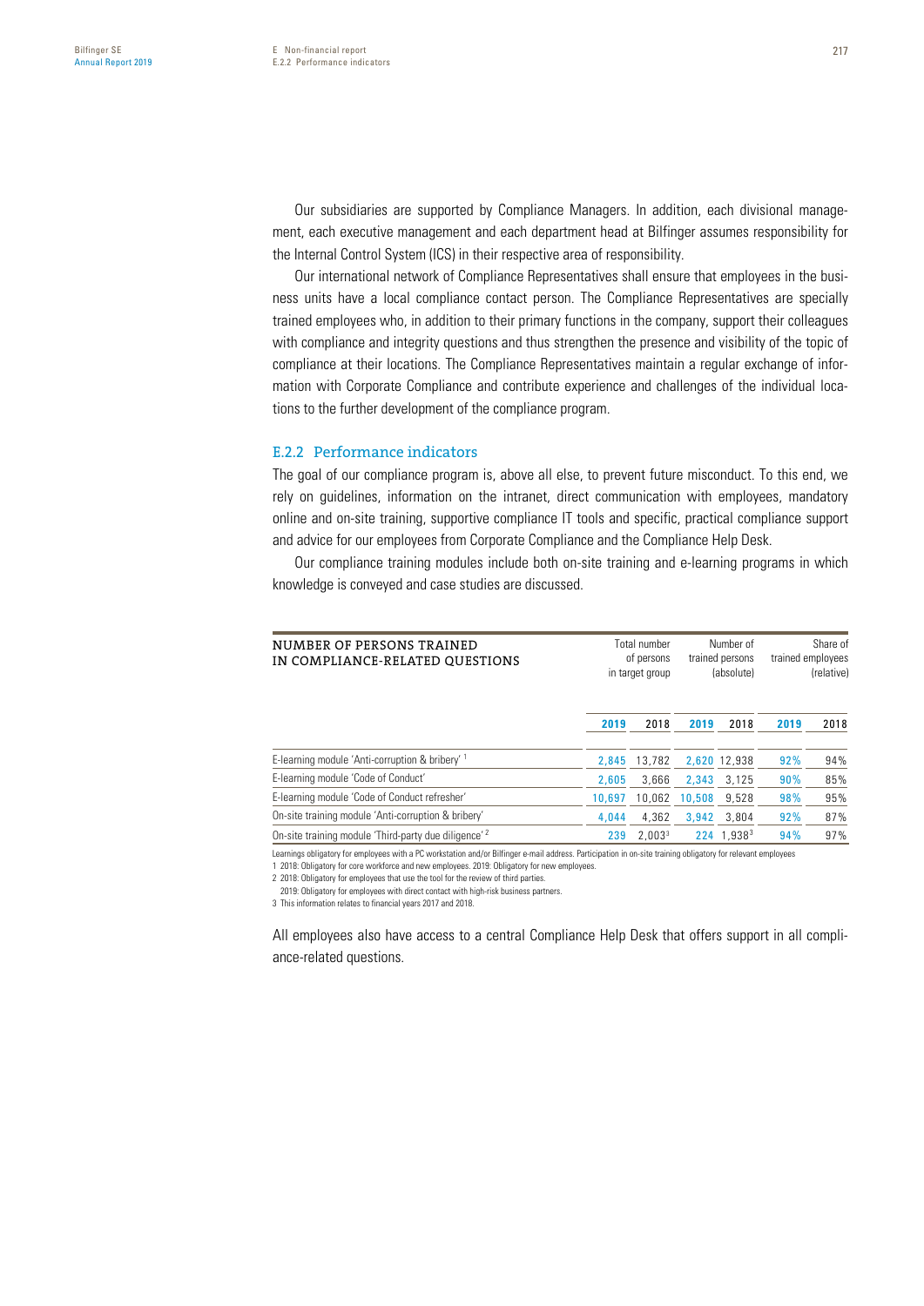Our subsidiaries are supported by Compliance Managers. In addition, each divisional management, each executive management and each department head at Bilfinger assumes responsibility for the Internal Control System (ICS) in their respective area of responsibility.

Our international network of Compliance Representatives shall ensure that employees in the business units have a local compliance contact person. The Compliance Representatives are specially trained employees who, in addition to their primary functions in the company, support their colleagues with compliance and integrity questions and thus strengthen the presence and visibility of the topic of compliance at their locations. The Compliance Representatives maintain a regular exchange of information with Corporate Compliance and contribute experience and challenges of the individual locations to the further development of the compliance program.

## E.2.2 Performance indicators

The goal of our compliance program is, above all else, to prevent future misconduct. To this end, we rely on guidelines, information on the intranet, direct communication with employees, mandatory online and on-site training, supportive compliance IT tools and specific, practical compliance support and advice for our employees from Corporate Compliance and the Compliance Help Desk.

Our compliance training modules include both on-site training and e-learning programs in which knowledge is conveyed and case studies are discussed.

| NUMBER OF PERSONS TRAINED IN COMPLIANCE-RELATED QUESTIONS | Total number of persons in target group | | Number of trained persons (absolute) | | Share of trained employees (relative) | |
|---|---|---|---|---|---|---|
| | **2019** | 2018 | **2019** | 2018 | **2019** | 2018 |
| E-learning module 'Anti-corruption & bribery' [1] | **2,845** | 13,782 | **2,620** | 12,938 | **92%** | 94% |
| E-learning module 'Code of Conduct' | **2,605** | 3,666 | **2,343** | 3,125 | **90%** | 85% |
| E-learning module 'Code of Conduct refresher' | **10,697** | 10,062 | **10,508** | 9,528 | **98%** | 95% |
| On-site training module 'Anti-corruption & bribery' | **4,044** | 4,362 | **3,942** | 3,804 | **92%** | 87% |
| On-site training module 'Third-party due diligence' [2] | **239** | 2,003[3] | **224** | 1,938[3] | **94%** | 97% |

Learnings obligatory for employees with a PC workstation and/or Bilfinger e-mail address. Participation in on-site training obligatory for relevant employees

1 2018: Obligatory for core workforce and new employees. 2019: Obligatory for new employees.

2 2018: Obligatory for employees that use the tool for the review of third parties.
2019: Obligatory for employees with direct contact with high-risk business partners.

3 This information relates to financial years 2017 and 2018.

All employees also have access to a central Compliance Help Desk that offers support in all compliance-related questions.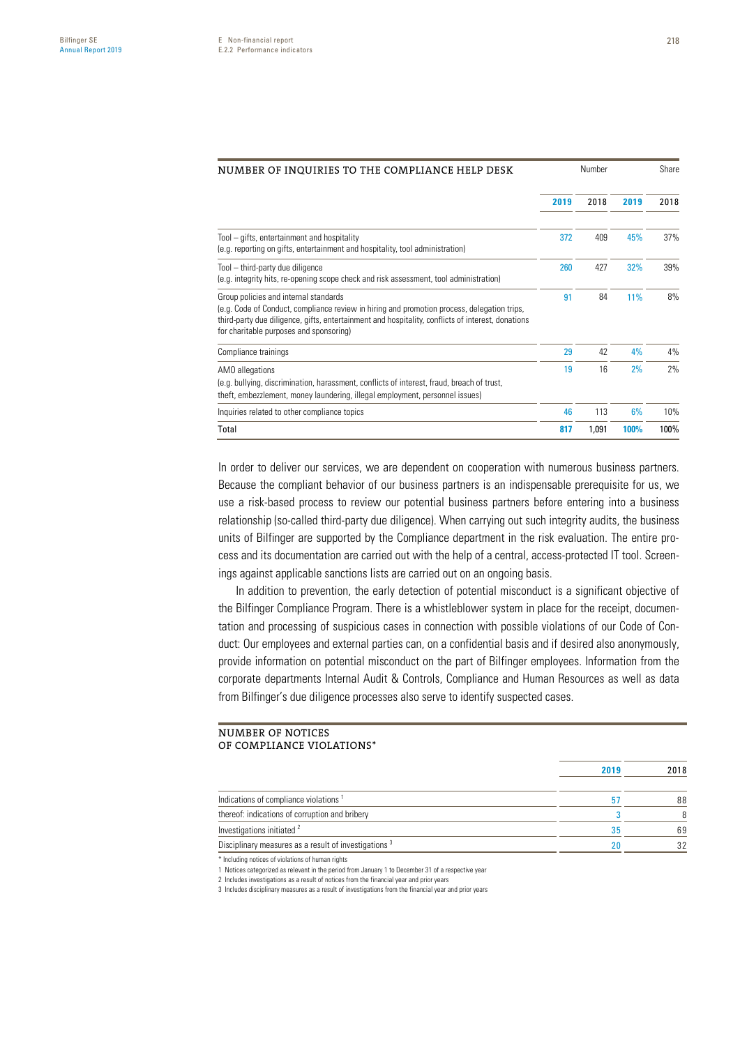| NUMBER OF INQUIRIES TO THE COMPLIANCE HELP DESK | Number | | Share | |
|---|---|---|---|---|
| | 2019 | 2018 | 2019 | 2018 |
| Tool – gifts, entertainment and hospitality (e.g. reporting on gifts, entertainment and hospitality, tool administration) | 372 | 409 | 45% | 37% |
| Tool – third-party due diligence (e.g. integrity hits, re-opening scope check and risk assessment, tool administration) | 260 | 427 | 32% | 39% |
| Group policies and internal standards (e.g. Code of Conduct, compliance review in hiring and promotion process, delegation trips, third-party due diligence, gifts, entertainment and hospitality, conflicts of interest, donations for charitable purposes and sponsoring) | 91 | 84 | 11% | 8% |
| Compliance trainings | 29 | 42 | 4% | 4% |
| AMO allegations (e.g. bullying, discrimination, harassment, conflicts of interest, fraud, breach of trust, theft, embezzlement, money laundering, illegal employment, personnel issues) | 19 | 16 | 2% | 2% |
| Inquiries related to other compliance topics | 46 | 113 | 6% | 10% |
| Total | 817 | 1,091 | 100% | 100% |

In order to deliver our services, we are dependent on cooperation with numerous business partners. Because the compliant behavior of our business partners is an indispensable prerequisite for us, we use a risk-based process to review our potential business partners before entering into a business relationship (so-called third-party due diligence). When carrying out such integrity audits, the business units of Bilfinger are supported by the Compliance department in the risk evaluation. The entire process and its documentation are carried out with the help of a central, access-protected IT tool. Screenings against applicable sanctions lists are carried out on an ongoing basis.

In addition to prevention, the early detection of potential misconduct is a significant objective of the Bilfinger Compliance Program. There is a whistleblower system in place for the receipt, documentation and processing of suspicious cases in connection with possible violations of our Code of Conduct: Our employees and external parties can, on a confidential basis and if desired also anonymously, provide information on potential misconduct on the part of Bilfinger employees. Information from the corporate departments Internal Audit & Controls, Compliance and Human Resources as well as data from Bilfinger's due diligence processes also serve to identify suspected cases.

| NUMBER OF NOTICES OF COMPLIANCE VIOLATIONS* | 2019 | 2018 |
|---|---|---|
| Indications of compliance violations [1] | 57 | 88 |
| thereof: indications of corruption and bribery | 3 | 8 |
| Investigations initiated [2] | 35 | 69 |
| Disciplinary measures as a result of investigations [3] | 20 | 32 |

\* Including notices of violations of human rights

1 Notices categorized as relevant in the period from January 1 to December 31 of a respective year

2 Includes investigations as a result of notices from the financial year and prior years

3 Includes disciplinary measures as a result of investigations from the financial year and prior years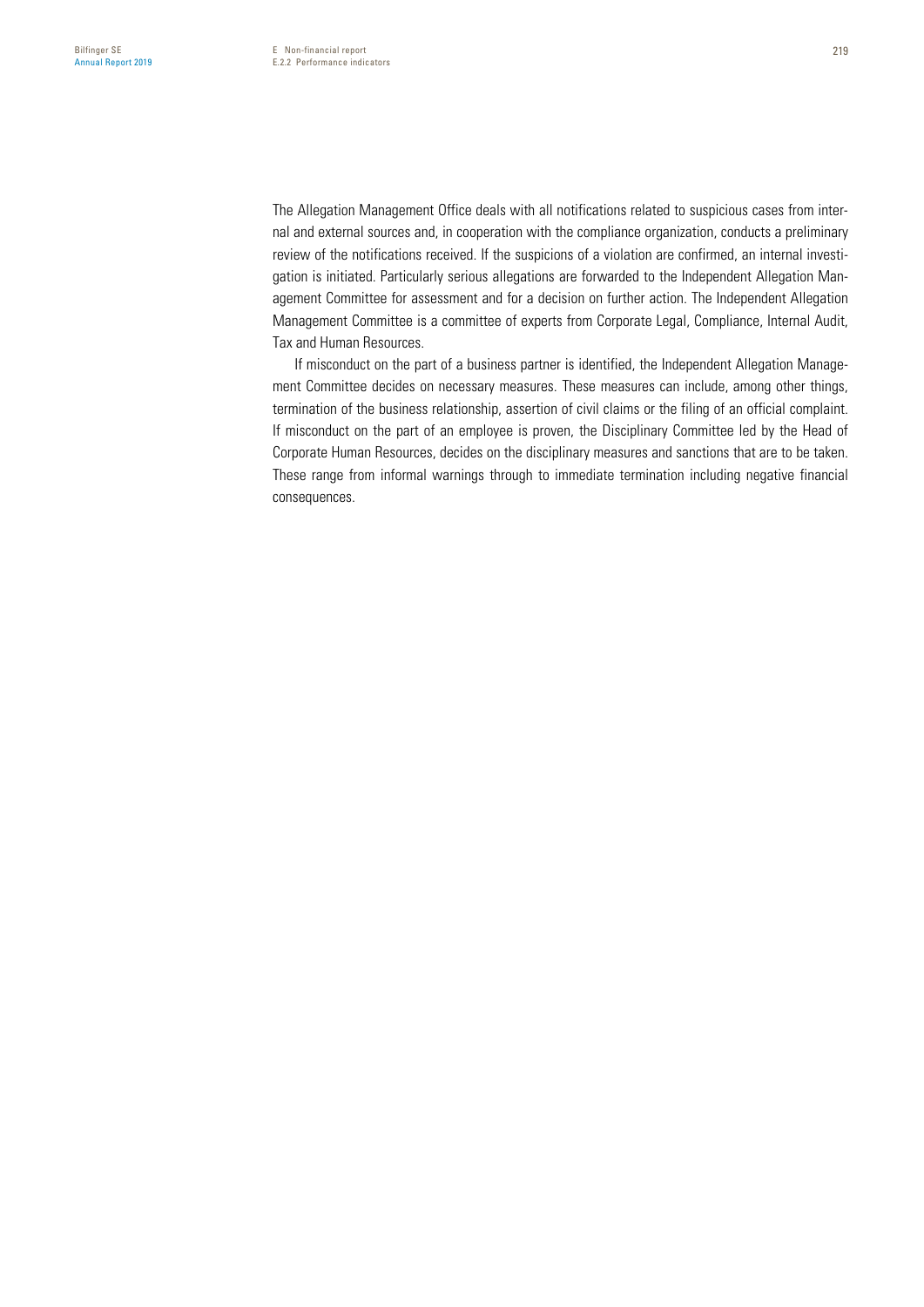The Allegation Management Office deals with all notifications related to suspicious cases from internal and external sources and, in cooperation with the compliance organization, conducts a preliminary review of the notifications received. If the suspicions of a violation are confirmed, an internal investigation is initiated. Particularly serious allegations are forwarded to the Independent Allegation Management Committee for assessment and for a decision on further action. The Independent Allegation Management Committee is a committee of experts from Corporate Legal, Compliance, Internal Audit, Tax and Human Resources.

If misconduct on the part of a business partner is identified, the Independent Allegation Management Committee decides on necessary measures. These measures can include, among other things, termination of the business relationship, assertion of civil claims or the filing of an official complaint. If misconduct on the part of an employee is proven, the Disciplinary Committee led by the Head of Corporate Human Resources, decides on the disciplinary measures and sanctions that are to be taken. These range from informal warnings through to immediate termination including negative financial consequences.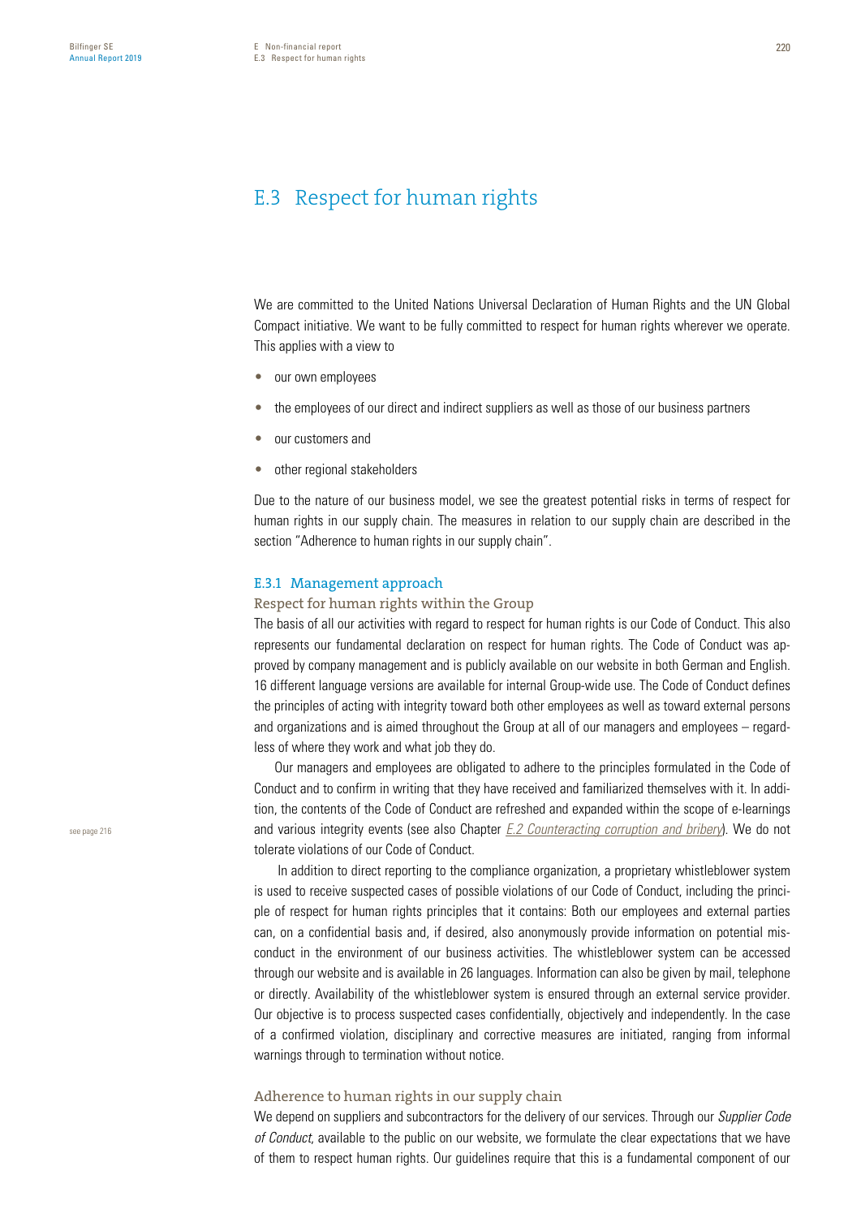# E.3 Respect for human rights

We are committed to the United Nations Universal Declaration of Human Rights and the UN Global Compact initiative. We want to be fully committed to respect for human rights wherever we operate. This applies with a view to

- our own employees
- the employees of our direct and indirect suppliers as well as those of our business partners
- our customers and
- other regional stakeholders

Due to the nature of our business model, we see the greatest potential risks in terms of respect for human rights in our supply chain. The measures in relation to our supply chain are described in the section "Adherence to human rights in our supply chain".

## E.3.1 Management approach

### Respect for human rights within the Group

The basis of all our activities with regard to respect for human rights is our Code of Conduct. This also represents our fundamental declaration on respect for human rights. The Code of Conduct was approved by company management and is publicly available on our website in both German and English. 16 different language versions are available for internal Group-wide use. The Code of Conduct defines the principles of acting with integrity toward both other employees as well as toward external persons and organizations and is aimed throughout the Group at all of our managers and employees – regardless of where they work and what job they do.

Our managers and employees are obligated to adhere to the principles formulated in the Code of Conduct and to confirm in writing that they have received and familiarized themselves with it. In addition, the contents of the Code of Conduct are refreshed and expanded within the scope of e-learnings and various integrity events (see also Chapter *E.2 Counteracting corruption and bribery*). We do not tolerate violations of our Code of Conduct.

see page 216

In addition to direct reporting to the compliance organization, a proprietary whistleblower system is used to receive suspected cases of possible violations of our Code of Conduct, including the principle of respect for human rights principles that it contains: Both our employees and external parties can, on a confidential basis and, if desired, also anonymously provide information on potential misconduct in the environment of our business activities. The whistleblower system can be accessed through our website and is available in 26 languages. Information can also be given by mail, telephone or directly. Availability of the whistleblower system is ensured through an external service provider. Our objective is to process suspected cases confidentially, objectively and independently. In the case of a confirmed violation, disciplinary and corrective measures are initiated, ranging from informal warnings through to termination without notice.

### Adherence to human rights in our supply chain

We depend on suppliers and subcontractors for the delivery of our services. Through our *Supplier Code of Conduct*, available to the public on our website, we formulate the clear expectations that we have of them to respect human rights. Our guidelines require that this is a fundamental component of our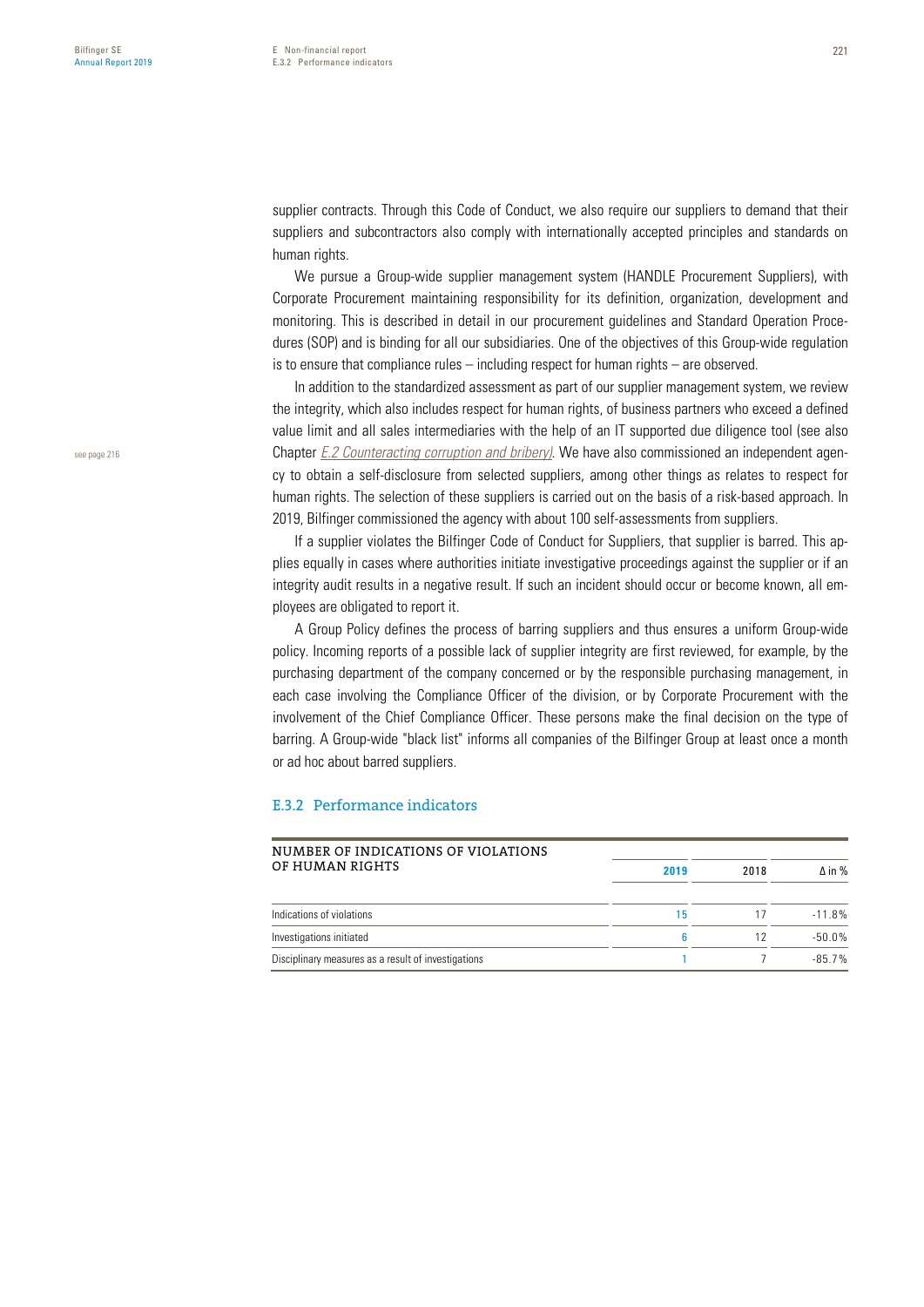supplier contracts. Through this Code of Conduct, we also require our suppliers to demand that their suppliers and subcontractors also comply with internationally accepted principles and standards on human rights.

We pursue a Group-wide supplier management system (HANDLE Procurement Suppliers), with Corporate Procurement maintaining responsibility for its definition, organization, development and monitoring. This is described in detail in our procurement guidelines and Standard Operation Procedures (SOP) and is binding for all our subsidiaries. One of the objectives of this Group-wide regulation is to ensure that compliance rules – including respect for human rights – are observed.

In addition to the standardized assessment as part of our supplier management system, we review the integrity, which also includes respect for human rights, of business partners who exceed a defined value limit and all sales intermediaries with the help of an IT supported due diligence tool (see also Chapter *E.2 Counteracting corruption and bribery*). We have also commissioned an independent agency to obtain a self-disclosure from selected suppliers, among other things as relates to respect for human rights. The selection of these suppliers is carried out on the basis of a risk-based approach. In 2019, Bilfinger commissioned the agency with about 100 self-assessments from suppliers.

see page 216

If a supplier violates the Bilfinger Code of Conduct for Suppliers, that supplier is barred. This applies equally in cases where authorities initiate investigative proceedings against the supplier or if an integrity audit results in a negative result. If such an incident should occur or become known, all employees are obligated to report it.

A Group Policy defines the process of barring suppliers and thus ensures a uniform Group-wide policy. Incoming reports of a possible lack of supplier integrity are first reviewed, for example, by the purchasing department of the company concerned or by the responsible purchasing management, in each case involving the Compliance Officer of the division, or by Corporate Procurement with the involvement of the Chief Compliance Officer. These persons make the final decision on the type of barring. A Group-wide "black list" informs all companies of the Bilfinger Group at least once a month or ad hoc about barred suppliers.

### E.3.2 Performance indicators

| NUMBER OF INDICATIONS OF VIOLATIONS OF HUMAN RIGHTS | 2019 | 2018 | Δ in % |
|---|---|---|---|
| Indications of violations | 15 | 17 | -11.8% |
| Investigations initiated | 6 | 12 | -50.0% |
| Disciplinary measures as a result of investigations | 1 | 7 | -85.7% |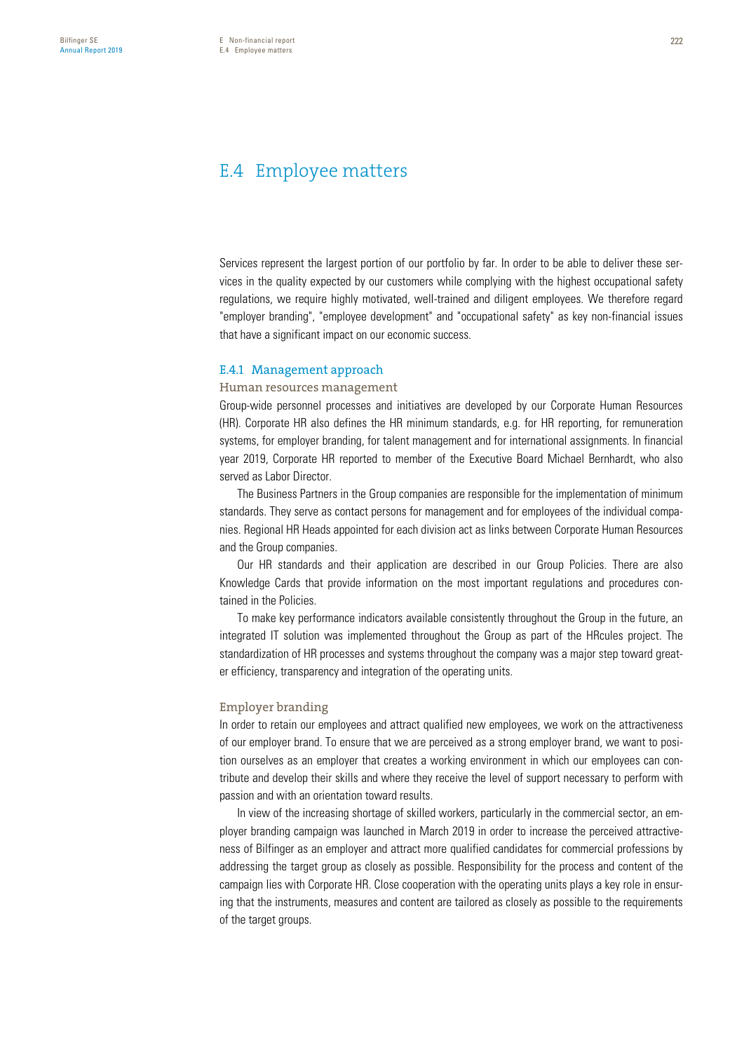# E.4 Employee matters

Services represent the largest portion of our portfolio by far. In order to be able to deliver these services in the quality expected by our customers while complying with the highest occupational safety regulations, we require highly motivated, well-trained and diligent employees. We therefore regard "employer branding", "employee development" and "occupational safety" as key non-financial issues that have a significant impact on our economic success.

## E.4.1 Management approach

### Human resources management

Group-wide personnel processes and initiatives are developed by our Corporate Human Resources (HR). Corporate HR also defines the HR minimum standards, e.g. for HR reporting, for remuneration systems, for employer branding, for talent management and for international assignments. In financial year 2019, Corporate HR reported to member of the Executive Board Michael Bernhardt, who also served as Labor Director.

The Business Partners in the Group companies are responsible for the implementation of minimum standards. They serve as contact persons for management and for employees of the individual companies. Regional HR Heads appointed for each division act as links between Corporate Human Resources and the Group companies.

Our HR standards and their application are described in our Group Policies. There are also Knowledge Cards that provide information on the most important regulations and procedures contained in the Policies.

To make key performance indicators available consistently throughout the Group in the future, an integrated IT solution was implemented throughout the Group as part of the HRcules project. The standardization of HR processes and systems throughout the company was a major step toward greater efficiency, transparency and integration of the operating units.

### Employer branding

In order to retain our employees and attract qualified new employees, we work on the attractiveness of our employer brand. To ensure that we are perceived as a strong employer brand, we want to position ourselves as an employer that creates a working environment in which our employees can contribute and develop their skills and where they receive the level of support necessary to perform with passion and with an orientation toward results.

In view of the increasing shortage of skilled workers, particularly in the commercial sector, an employer branding campaign was launched in March 2019 in order to increase the perceived attractiveness of Bilfinger as an employer and attract more qualified candidates for commercial professions by addressing the target group as closely as possible. Responsibility for the process and content of the campaign lies with Corporate HR. Close cooperation with the operating units plays a key role in ensuring that the instruments, measures and content are tailored as closely as possible to the requirements of the target groups.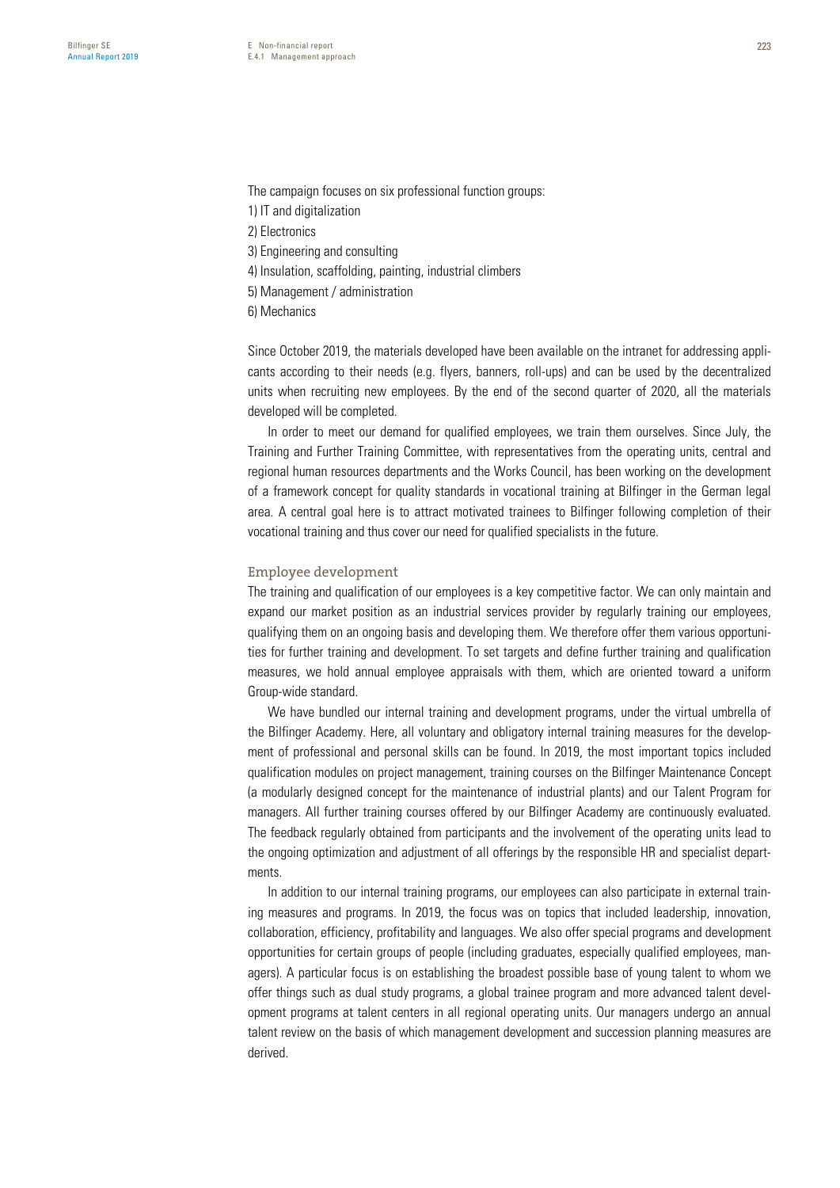The campaign focuses on six professional function groups:
1) IT and digitalization
2) Electronics
3) Engineering and consulting
4) Insulation, scaffolding, painting, industrial climbers
5) Management / administration
6) Mechanics

Since October 2019, the materials developed have been available on the intranet for addressing applicants according to their needs (e.g. flyers, banners, roll-ups) and can be used by the decentralized units when recruiting new employees. By the end of the second quarter of 2020, all the materials developed will be completed.

In order to meet our demand for qualified employees, we train them ourselves. Since July, the Training and Further Training Committee, with representatives from the operating units, central and regional human resources departments and the Works Council, has been working on the development of a framework concept for quality standards in vocational training at Bilfinger in the German legal area. A central goal here is to attract motivated trainees to Bilfinger following completion of their vocational training and thus cover our need for qualified specialists in the future.

## Employee development

The training and qualification of our employees is a key competitive factor. We can only maintain and expand our market position as an industrial services provider by regularly training our employees, qualifying them on an ongoing basis and developing them. We therefore offer them various opportunities for further training and development. To set targets and define further training and qualification measures, we hold annual employee appraisals with them, which are oriented toward a uniform Group-wide standard.

We have bundled our internal training and development programs, under the virtual umbrella of the Bilfinger Academy. Here, all voluntary and obligatory internal training measures for the development of professional and personal skills can be found. In 2019, the most important topics included qualification modules on project management, training courses on the Bilfinger Maintenance Concept (a modularly designed concept for the maintenance of industrial plants) and our Talent Program for managers. All further training courses offered by our Bilfinger Academy are continuously evaluated. The feedback regularly obtained from participants and the involvement of the operating units lead to the ongoing optimization and adjustment of all offerings by the responsible HR and specialist departments.

In addition to our internal training programs, our employees can also participate in external training measures and programs. In 2019, the focus was on topics that included leadership, innovation, collaboration, efficiency, profitability and languages. We also offer special programs and development opportunities for certain groups of people (including graduates, especially qualified employees, managers). A particular focus is on establishing the broadest possible base of young talent to whom we offer things such as dual study programs, a global trainee program and more advanced talent development programs at talent centers in all regional operating units. Our managers undergo an annual talent review on the basis of which management development and succession planning measures are derived.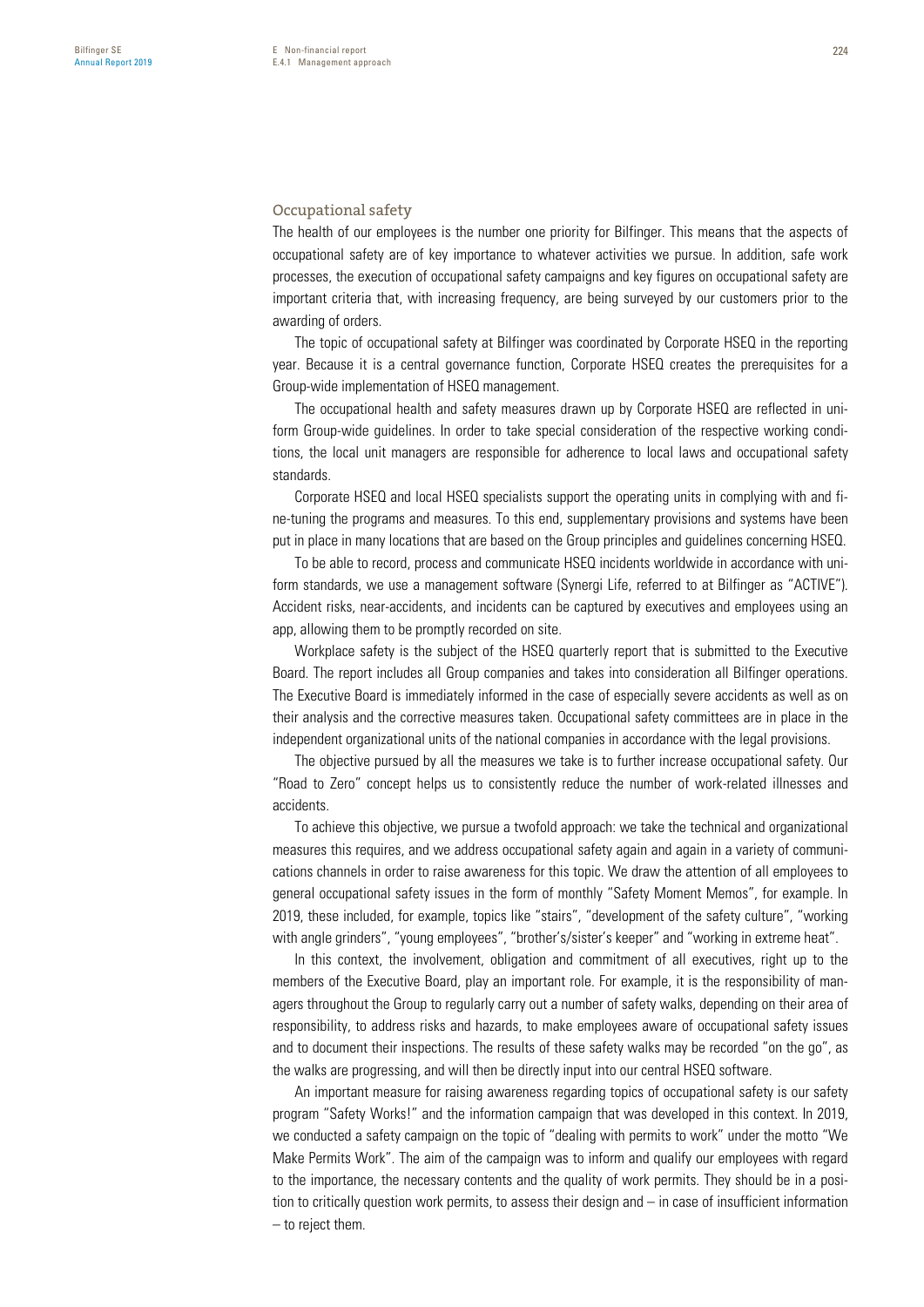## Occupational safety

The health of our employees is the number one priority for Bilfinger. This means that the aspects of occupational safety are of key importance to whatever activities we pursue. In addition, safe work processes, the execution of occupational safety campaigns and key figures on occupational safety are important criteria that, with increasing frequency, are being surveyed by our customers prior to the awarding of orders.

The topic of occupational safety at Bilfinger was coordinated by Corporate HSEQ in the reporting year. Because it is a central governance function, Corporate HSEQ creates the prerequisites for a Group-wide implementation of HSEQ management.

The occupational health and safety measures drawn up by Corporate HSEQ are reflected in uniform Group-wide guidelines. In order to take special consideration of the respective working conditions, the local unit managers are responsible for adherence to local laws and occupational safety standards.

Corporate HSEQ and local HSEQ specialists support the operating units in complying with and fine-tuning the programs and measures. To this end, supplementary provisions and systems have been put in place in many locations that are based on the Group principles and guidelines concerning HSEQ.

To be able to record, process and communicate HSEQ incidents worldwide in accordance with uniform standards, we use a management software (Synergi Life, referred to at Bilfinger as "ACTIVE"). Accident risks, near-accidents, and incidents can be captured by executives and employees using an app, allowing them to be promptly recorded on site.

Workplace safety is the subject of the HSEQ quarterly report that is submitted to the Executive Board. The report includes all Group companies and takes into consideration all Bilfinger operations. The Executive Board is immediately informed in the case of especially severe accidents as well as on their analysis and the corrective measures taken. Occupational safety committees are in place in the independent organizational units of the national companies in accordance with the legal provisions.

The objective pursued by all the measures we take is to further increase occupational safety. Our "Road to Zero" concept helps us to consistently reduce the number of work-related illnesses and accidents.

To achieve this objective, we pursue a twofold approach: we take the technical and organizational measures this requires, and we address occupational safety again and again in a variety of communications channels in order to raise awareness for this topic. We draw the attention of all employees to general occupational safety issues in the form of monthly "Safety Moment Memos", for example. In 2019, these included, for example, topics like "stairs", "development of the safety culture", "working with angle grinders", "young employees", "brother's/sister's keeper" and "working in extreme heat".

In this context, the involvement, obligation and commitment of all executives, right up to the members of the Executive Board, play an important role. For example, it is the responsibility of managers throughout the Group to regularly carry out a number of safety walks, depending on their area of responsibility, to address risks and hazards, to make employees aware of occupational safety issues and to document their inspections. The results of these safety walks may be recorded "on the go", as the walks are progressing, and will then be directly input into our central HSEQ software.

An important measure for raising awareness regarding topics of occupational safety is our safety program "Safety Works!" and the information campaign that was developed in this context. In 2019, we conducted a safety campaign on the topic of "dealing with permits to work" under the motto "We Make Permits Work". The aim of the campaign was to inform and qualify our employees with regard to the importance, the necessary contents and the quality of work permits. They should be in a position to critically question work permits, to assess their design and – in case of insufficient information – to reject them.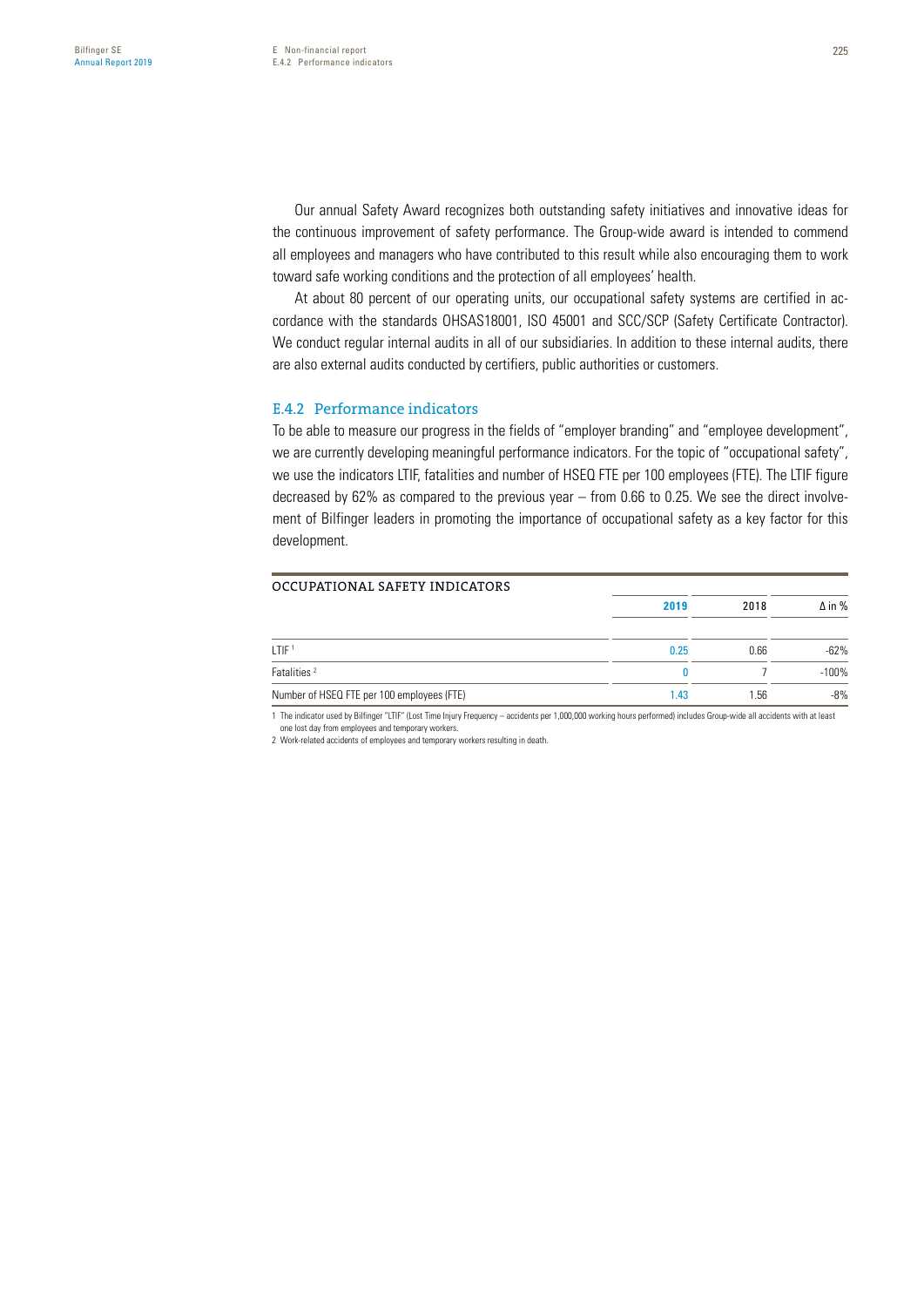Our annual Safety Award recognizes both outstanding safety initiatives and innovative ideas for the continuous improvement of safety performance. The Group-wide award is intended to commend all employees and managers who have contributed to this result while also encouraging them to work toward safe working conditions and the protection of all employees' health.

At about 80 percent of our operating units, our occupational safety systems are certified in accordance with the standards OHSAS18001, ISO 45001 and SCC/SCP (Safety Certificate Contractor). We conduct regular internal audits in all of our subsidiaries. In addition to these internal audits, there are also external audits conducted by certifiers, public authorities or customers.

## E.4.2 Performance indicators

To be able to measure our progress in the fields of "employer branding" and "employee development", we are currently developing meaningful performance indicators. For the topic of "occupational safety", we use the indicators LTIF, fatalities and number of HSEQ FTE per 100 employees (FTE). The LTIF figure decreased by 62% as compared to the previous year – from 0.66 to 0.25. We see the direct involvement of Bilfinger leaders in promoting the importance of occupational safety as a key factor for this development.

### OCCUPATIONAL SAFETY INDICATORS

| | 2019 | 2018 | Δ in % |
|---|---|---|---|
| LTIF [1] | 0.25 | 0.66 | -62% |
| Fatalities [2] | 0 | 7 | -100% |
| Number of HSEQ FTE per 100 employees (FTE) | 1.43 | 1.56 | -8% |

1 The indicator used by Bilfinger "LTIF" (Lost Time Injury Frequency – accidents per 1,000,000 working hours performed) includes Group-wide all accidents with at least one lost day from employees and temporary workers.

2 Work-related accidents of employees and temporary workers resulting in death.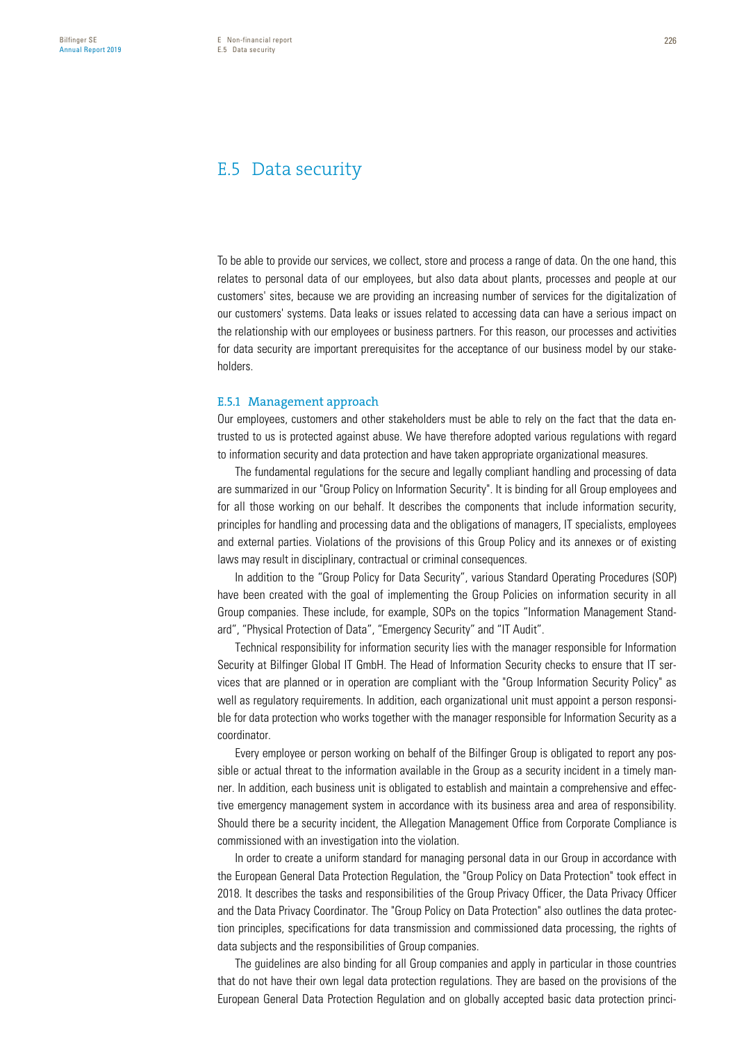# E.5 Data security

To be able to provide our services, we collect, store and process a range of data. On the one hand, this relates to personal data of our employees, but also data about plants, processes and people at our customers' sites, because we are providing an increasing number of services for the digitalization of our customers' systems. Data leaks or issues related to accessing data can have a serious impact on the relationship with our employees or business partners. For this reason, our processes and activities for data security are important prerequisites for the acceptance of our business model by our stakeholders.

## E.5.1 Management approach

Our employees, customers and other stakeholders must be able to rely on the fact that the data entrusted to us is protected against abuse. We have therefore adopted various regulations with regard to information security and data protection and have taken appropriate organizational measures.

The fundamental regulations for the secure and legally compliant handling and processing of data are summarized in our "Group Policy on Information Security". It is binding for all Group employees and for all those working on our behalf. It describes the components that include information security, principles for handling and processing data and the obligations of managers, IT specialists, employees and external parties. Violations of the provisions of this Group Policy and its annexes or of existing laws may result in disciplinary, contractual or criminal consequences.

In addition to the "Group Policy for Data Security", various Standard Operating Procedures (SOP) have been created with the goal of implementing the Group Policies on information security in all Group companies. These include, for example, SOPs on the topics "Information Management Standard", "Physical Protection of Data", "Emergency Security" and "IT Audit".

Technical responsibility for information security lies with the manager responsible for Information Security at Bilfinger Global IT GmbH. The Head of Information Security checks to ensure that IT services that are planned or in operation are compliant with the "Group Information Security Policy" as well as regulatory requirements. In addition, each organizational unit must appoint a person responsible for data protection who works together with the manager responsible for Information Security as a coordinator.

Every employee or person working on behalf of the Bilfinger Group is obligated to report any possible or actual threat to the information available in the Group as a security incident in a timely manner. In addition, each business unit is obligated to establish and maintain a comprehensive and effective emergency management system in accordance with its business area and area of responsibility. Should there be a security incident, the Allegation Management Office from Corporate Compliance is commissioned with an investigation into the violation.

In order to create a uniform standard for managing personal data in our Group in accordance with the European General Data Protection Regulation, the "Group Policy on Data Protection" took effect in 2018. It describes the tasks and responsibilities of the Group Privacy Officer, the Data Privacy Officer and the Data Privacy Coordinator. The "Group Policy on Data Protection" also outlines the data protection principles, specifications for data transmission and commissioned data processing, the rights of data subjects and the responsibilities of Group companies.

The guidelines are also binding for all Group companies and apply in particular in those countries that do not have their own legal data protection regulations. They are based on the provisions of the European General Data Protection Regulation and on globally accepted basic data protection princi-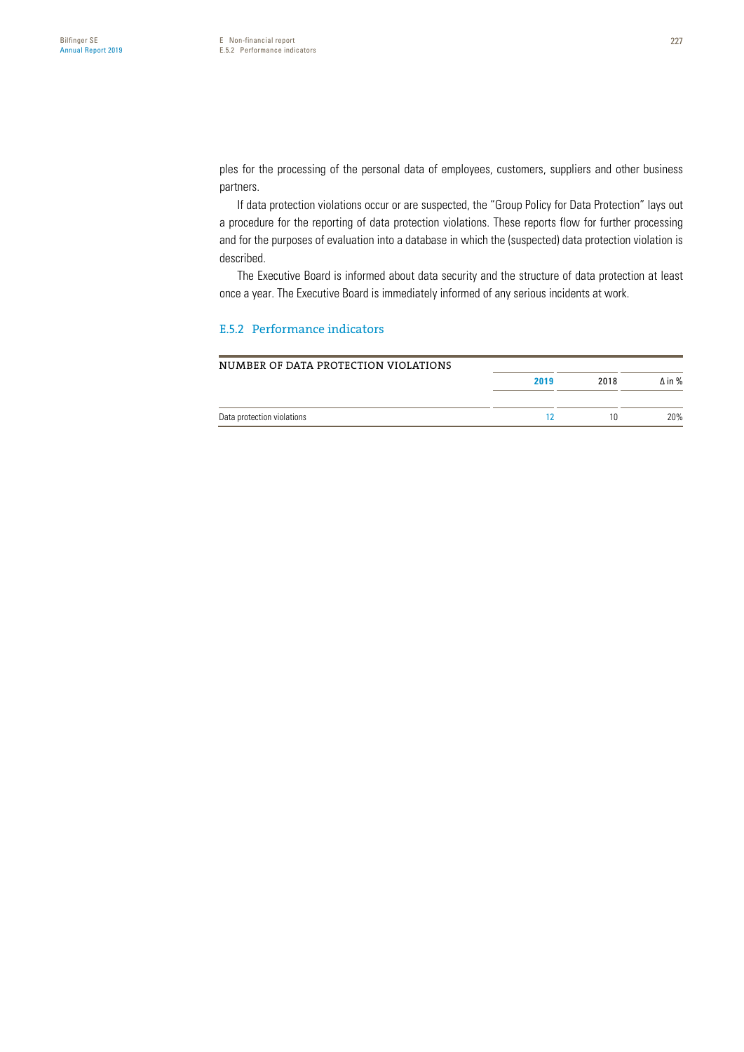ples for the processing of the personal data of employees, customers, suppliers and other business partners.

If data protection violations occur or are suspected, the "Group Policy for Data Protection" lays out a procedure for the reporting of data protection violations. These reports flow for further processing and for the purposes of evaluation into a database in which the (suspected) data protection violation is described.

The Executive Board is informed about data security and the structure of data protection at least once a year. The Executive Board is immediately informed of any serious incidents at work.

## E.5.2 Performance indicators

NUMBER OF DATA PROTECTION VIOLATIONS

| | 2019 | 2018 | Δ in % |
|---|---|---|---|
| Data protection violations | 12 | 10 | 20% |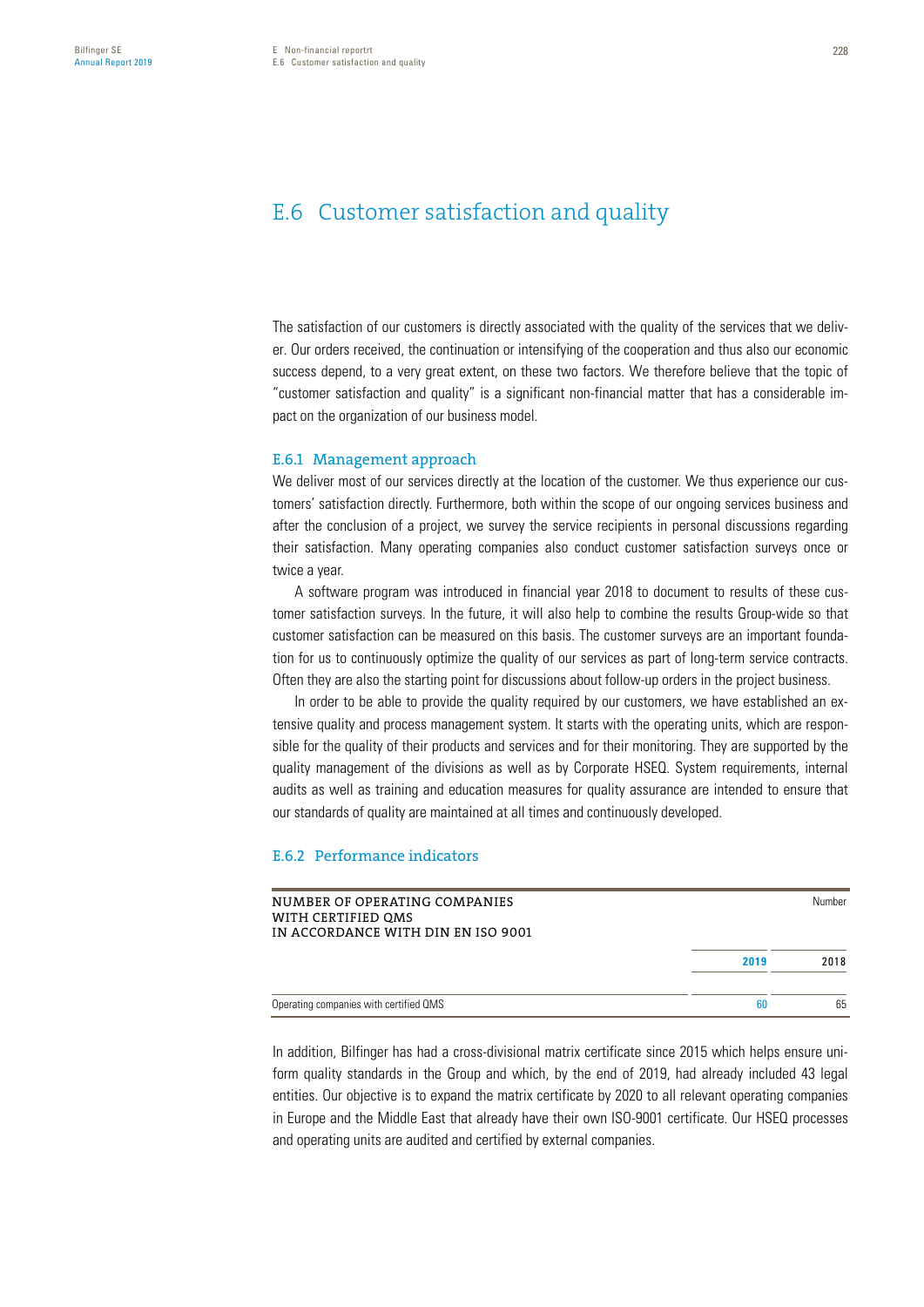# E.6 Customer satisfaction and quality

The satisfaction of our customers is directly associated with the quality of the services that we deliver. Our orders received, the continuation or intensifying of the cooperation and thus also our economic success depend, to a very great extent, on these two factors. We therefore believe that the topic of "customer satisfaction and quality" is a significant non-financial matter that has a considerable impact on the organization of our business model.

## E.6.1 Management approach

We deliver most of our services directly at the location of the customer. We thus experience our customers' satisfaction directly. Furthermore, both within the scope of our ongoing services business and after the conclusion of a project, we survey the service recipients in personal discussions regarding their satisfaction. Many operating companies also conduct customer satisfaction surveys once or twice a year.

A software program was introduced in financial year 2018 to document to results of these customer satisfaction surveys. In the future, it will also help to combine the results Group-wide so that customer satisfaction can be measured on this basis. The customer surveys are an important foundation for us to continuously optimize the quality of our services as part of long-term service contracts. Often they are also the starting point for discussions about follow-up orders in the project business.

In order to be able to provide the quality required by our customers, we have established an extensive quality and process management system. It starts with the operating units, which are responsible for the quality of their products and services and for their monitoring. They are supported by the quality management of the divisions as well as by Corporate HSEQ. System requirements, internal audits as well as training and education measures for quality assurance are intended to ensure that our standards of quality are maintained at all times and continuously developed.

## E.6.2 Performance indicators

NUMBER OF OPERATING COMPANIES WITH CERTIFIED QMS IN ACCORDANCE WITH DIN EN ISO 9001

| Number | 2019 | 2018 |
|---|---|---|
| Operating companies with certified QMS | 60 | 65 |

In addition, Bilfinger has had a cross-divisional matrix certificate since 2015 which helps ensure uniform quality standards in the Group and which, by the end of 2019, had already included 43 legal entities. Our objective is to expand the matrix certificate by 2020 to all relevant operating companies in Europe and the Middle East that already have their own ISO-9001 certificate. Our HSEQ processes and operating units are audited and certified by external companies.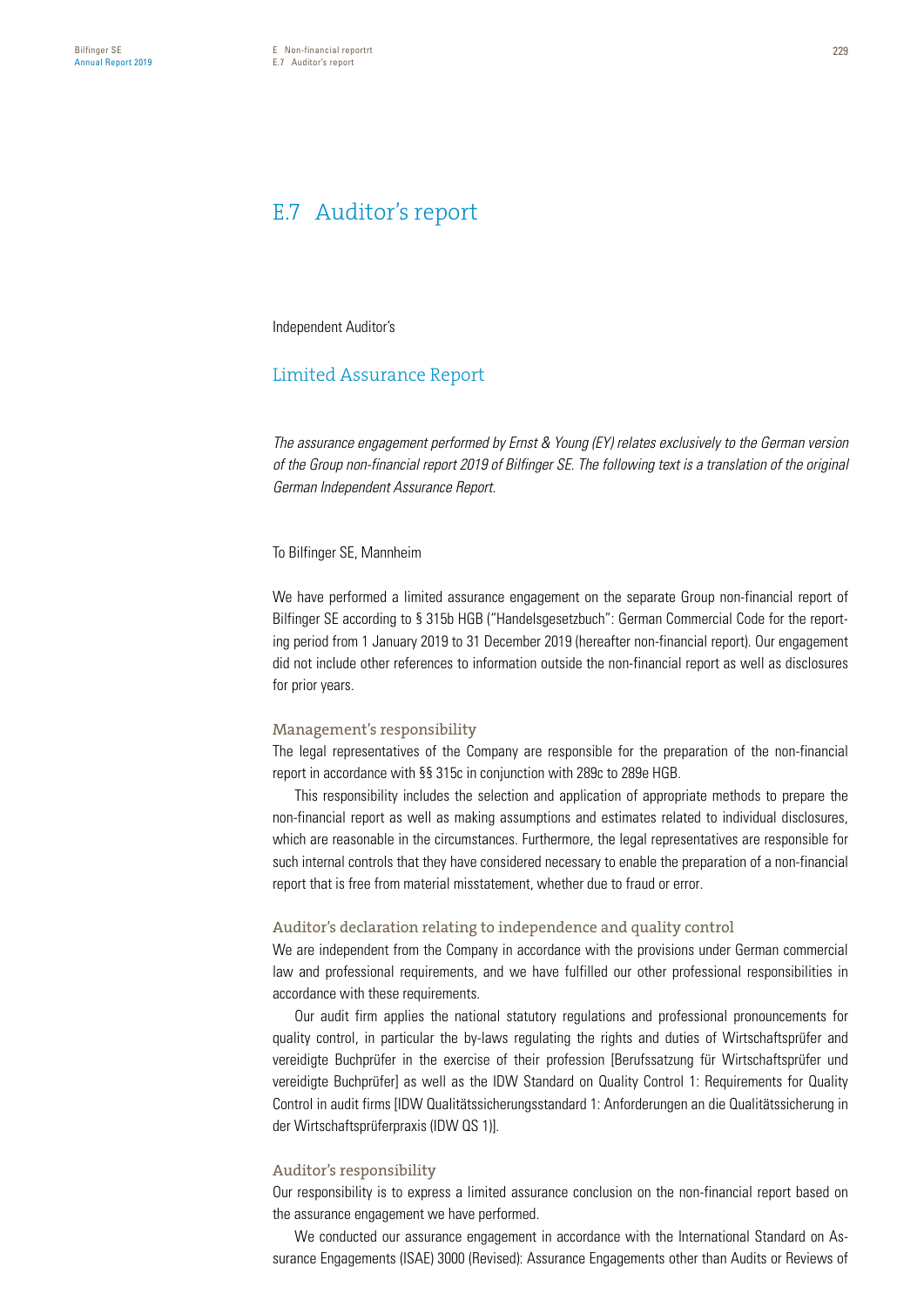# E.7 Auditor's report

Independent Auditor's

## Limited Assurance Report

*The assurance engagement performed by Ernst & Young (EY) relates exclusively to the German version of the Group non-financial report 2019 of Bilfinger SE. The following text is a translation of the original German Independent Assurance Report.*

To Bilfinger SE, Mannheim

We have performed a limited assurance engagement on the separate Group non-financial report of Bilfinger SE according to § 315b HGB ("Handelsgesetzbuch": German Commercial Code for the reporting period from 1 January 2019 to 31 December 2019 (hereafter non-financial report). Our engagement did not include other references to information outside the non-financial report as well as disclosures for prior years.

### Management's responsibility

The legal representatives of the Company are responsible for the preparation of the non-financial report in accordance with §§ 315c in conjunction with 289c to 289e HGB.

This responsibility includes the selection and application of appropriate methods to prepare the non-financial report as well as making assumptions and estimates related to individual disclosures, which are reasonable in the circumstances. Furthermore, the legal representatives are responsible for such internal controls that they have considered necessary to enable the preparation of a non-financial report that is free from material misstatement, whether due to fraud or error.

### Auditor's declaration relating to independence and quality control

We are independent from the Company in accordance with the provisions under German commercial law and professional requirements, and we have fulfilled our other professional responsibilities in accordance with these requirements.

Our audit firm applies the national statutory regulations and professional pronouncements for quality control, in particular the by-laws regulating the rights and duties of Wirtschaftsprüfer and vereidigte Buchprüfer in the exercise of their profession [Berufssatzung für Wirtschaftsprüfer und vereidigte Buchprüfer] as well as the IDW Standard on Quality Control 1: Requirements for Quality Control in audit firms [IDW Qualitätssicherungsstandard 1: Anforderungen an die Qualitätssicherung in der Wirtschaftsprüferpraxis (IDW QS 1)].

### Auditor's responsibility

Our responsibility is to express a limited assurance conclusion on the non-financial report based on the assurance engagement we have performed.

We conducted our assurance engagement in accordance with the International Standard on Assurance Engagements (ISAE) 3000 (Revised): Assurance Engagements other than Audits or Reviews of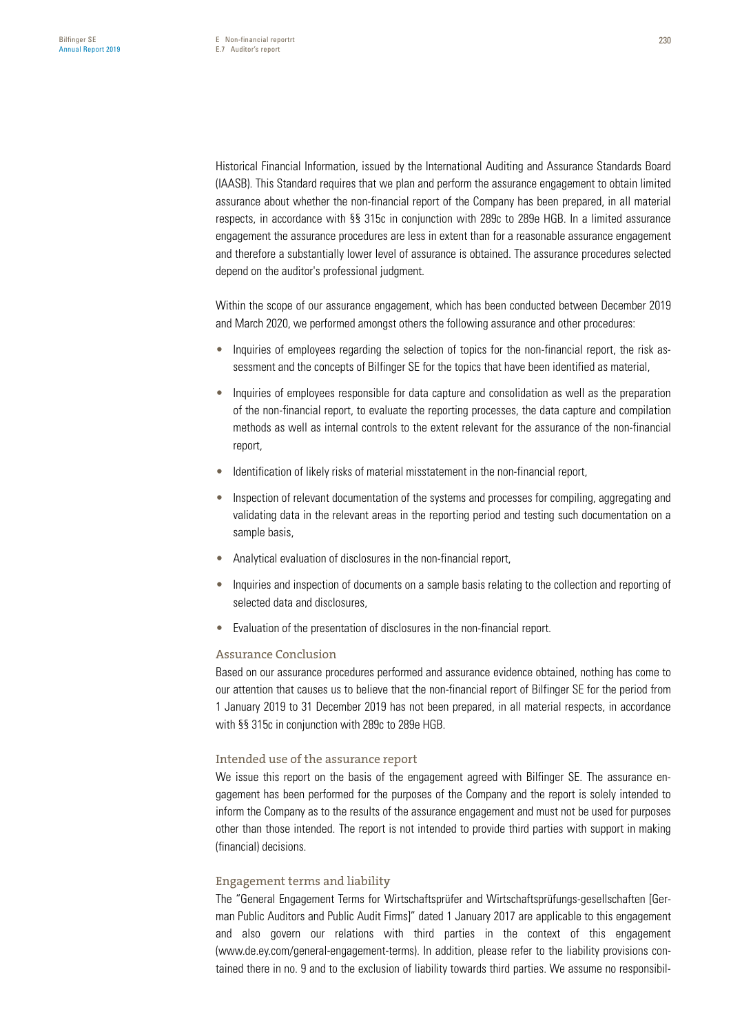Historical Financial Information, issued by the International Auditing and Assurance Standards Board (IAASB). This Standard requires that we plan and perform the assurance engagement to obtain limited assurance about whether the non-financial report of the Company has been prepared, in all material respects, in accordance with §§ 315c in conjunction with 289c to 289e HGB. In a limited assurance engagement the assurance procedures are less in extent than for a reasonable assurance engagement and therefore a substantially lower level of assurance is obtained. The assurance procedures selected depend on the auditor's professional judgment.

Within the scope of our assurance engagement, which has been conducted between December 2019 and March 2020, we performed amongst others the following assurance and other procedures:

- Inquiries of employees regarding the selection of topics for the non-financial report, the risk assessment and the concepts of Bilfinger SE for the topics that have been identified as material,
- Inquiries of employees responsible for data capture and consolidation as well as the preparation of the non-financial report, to evaluate the reporting processes, the data capture and compilation methods as well as internal controls to the extent relevant for the assurance of the non-financial report,
- Identification of likely risks of material misstatement in the non-financial report,
- Inspection of relevant documentation of the systems and processes for compiling, aggregating and validating data in the relevant areas in the reporting period and testing such documentation on a sample basis,
- Analytical evaluation of disclosures in the non-financial report,
- Inquiries and inspection of documents on a sample basis relating to the collection and reporting of selected data and disclosures,
- Evaluation of the presentation of disclosures in the non-financial report.

### Assurance Conclusion

Based on our assurance procedures performed and assurance evidence obtained, nothing has come to our attention that causes us to believe that the non-financial report of Bilfinger SE for the period from 1 January 2019 to 31 December 2019 has not been prepared, in all material respects, in accordance with §§ 315c in conjunction with 289c to 289e HGB.

### Intended use of the assurance report

We issue this report on the basis of the engagement agreed with Bilfinger SE. The assurance engagement has been performed for the purposes of the Company and the report is solely intended to inform the Company as to the results of the assurance engagement and must not be used for purposes other than those intended. The report is not intended to provide third parties with support in making (financial) decisions.

### Engagement terms and liability

The "General Engagement Terms for Wirtschaftsprüfer and Wirtschaftsprüfungs-gesellschaften [German Public Auditors and Public Audit Firms]" dated 1 January 2017 are applicable to this engagement and also govern our relations with third parties in the context of this engagement (www.de.ey.com/general-engagement-terms). In addition, please refer to the liability provisions contained there in no. 9 and to the exclusion of liability towards third parties. We assume no responsibil-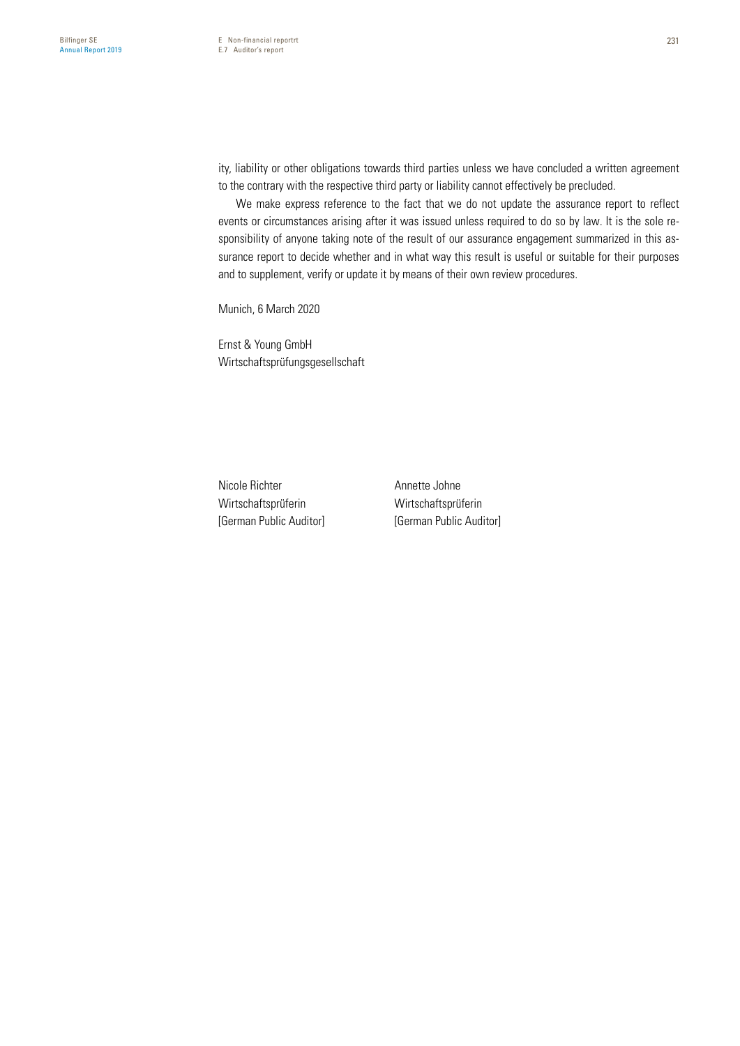ity, liability or other obligations towards third parties unless we have concluded a written agreement to the contrary with the respective third party or liability cannot effectively be precluded.

We make express reference to the fact that we do not update the assurance report to reflect events or circumstances arising after it was issued unless required to do so by law. It is the sole responsibility of anyone taking note of the result of our assurance engagement summarized in this assurance report to decide whether and in what way this result is useful or suitable for their purposes and to supplement, verify or update it by means of their own review procedures.

Munich, 6 March 2020

Ernst & Young GmbH
Wirtschaftsprüfungsgesellschaft

| | |
|---|---|
| Nicole Richter | Annette Johne |
| Wirtschaftsprüferin | Wirtschaftsprüferin |
| [German Public Auditor] | [German Public Auditor] |